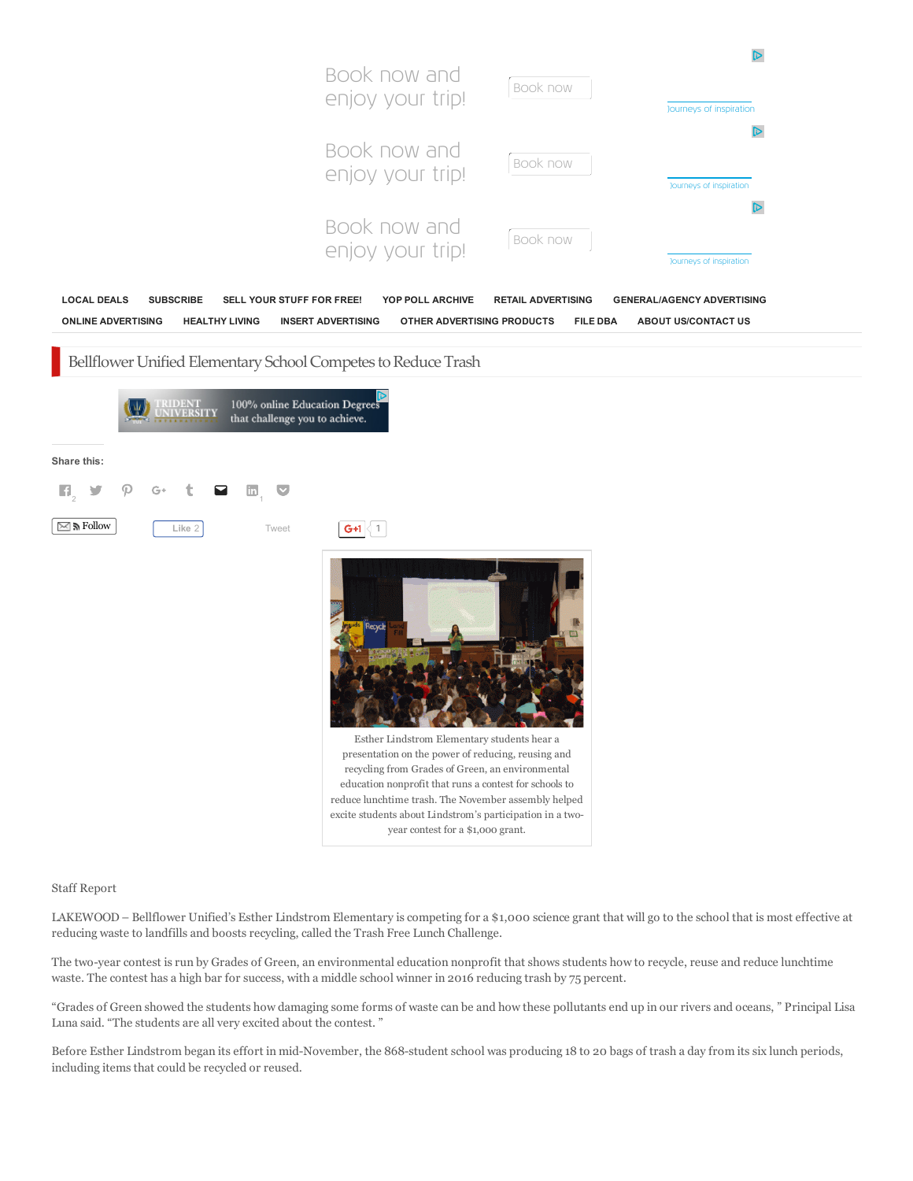LOCAL DEALS | SUBSCRIBE | SELL YOUR STUFF FOR FREE! | YOP POLL ARCHIVE | RETAIL ADVERTISING | GENERAL/AGENCY ADVERTISING | ONLINE ADVERTISING | HEALTHY LIVING | INSERT ADVERTISING | OTHER ADVERTISING PRODUCTS | FILE DBA | ABOUT US/CONTACT US

# Bellflower Unified Elementary School Competes to Reduce Trash

Share this:

Esther Lindstrom Elementary students hear a presentation on the power of reducing, reusing and recycling from Grades of Green, an environmental education nonprofit that runs a contest for schools to reduce lunchtime trash. The November assembly helped excite students about Lindstrom's participation in a two-year contest for a $1,000 grant.

Staff Report

LAKEWOOD – Bellflower Unified's Esther Lindstrom Elementary is competing for a $1,000 science grant that will go to the school that is most effective at reducing waste to landfills and boosts recycling, called the Trash Free Lunch Challenge.

The two-year contest is run by Grades of Green, an environmental education nonprofit that shows students how to recycle, reuse and reduce lunchtime waste. The contest has a high bar for success, with a middle school winner in 2016 reducing trash by 75 percent.

"Grades of Green showed the students how damaging some forms of waste can be and how these pollutants end up in our rivers and oceans, " Principal Lisa Luna said. "The students are all very excited about the contest. "

Before Esther Lindstrom began its effort in mid-November, the 868-student school was producing 18 to 20 bags of trash a day from its six lunch periods, including items that could be recycled or reused.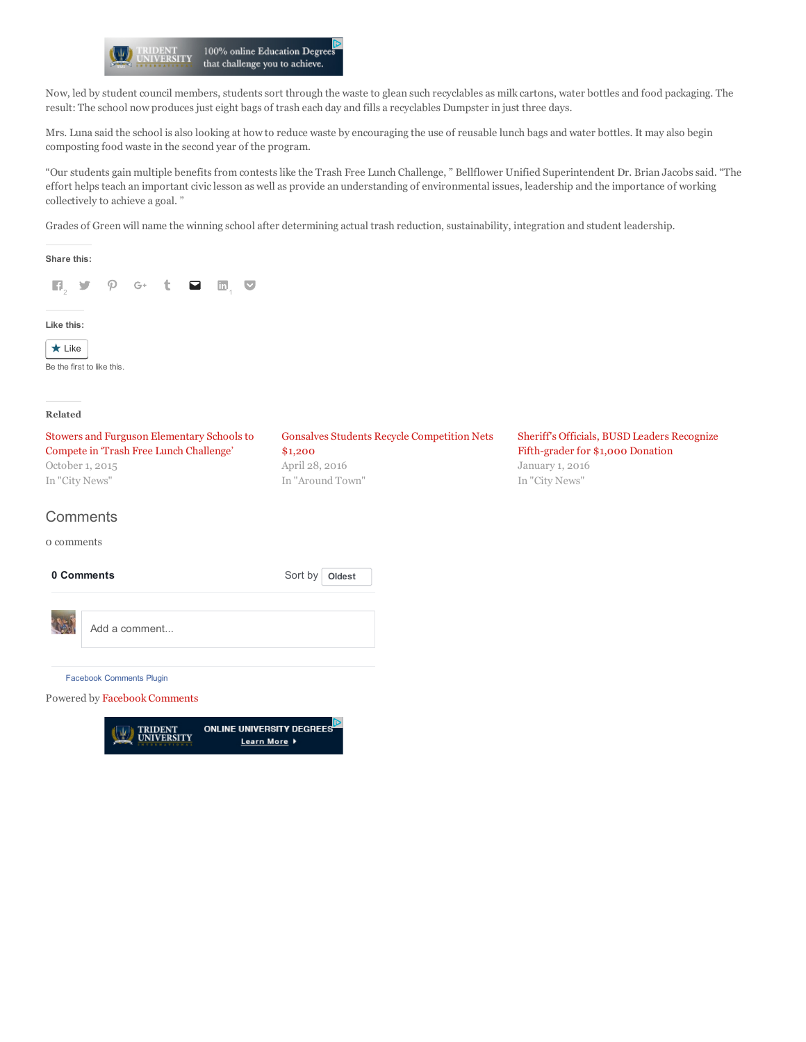Now, led by student council members, students sort through the waste to glean such recyclables as milk cartons, water bottles and food packaging. The result: The school now produces just eight bags of trash each day and fills a recyclables Dumpster in just three days.

Mrs. Luna said the school is also looking at how to reduce waste by encouraging the use of reusable lunch bags and water bottles. It may also begin composting food waste in the second year of the program.

“Our students gain multiple benefits from contests like the Trash Free Lunch Challenge, ” Bellflower Unified Superintendent Dr. Brian Jacobs said. “The effort helps teach an important civic lesson as well as provide an understanding of environmental issues, leadership and the importance of working collectively to achieve a goal. ”

Grades of Green will name the winning school after determining actual trash reduction, sustainability, integration and student leadership.

**Share this:**

**Like this:**

Like

Be the first to like this.

**Related**

Stowers and Furguson Elementary Schools to Compete in 'Trash Free Lunch Challenge'
October 1, 2015
In "City News"

Gonsalves Students Recycle Competition Nets $1,200
April 28, 2016
In "Around Town"

Sheriff's Officials, BUSD Leaders Recognize Fifth-grader for $1,000 Donation
January 1, 2016
In "City News"

## Comments

0 comments

**0 Comments** Sort by **Oldest**

Add a comment...

Facebook Comments Plugin

Powered by Facebook Comments